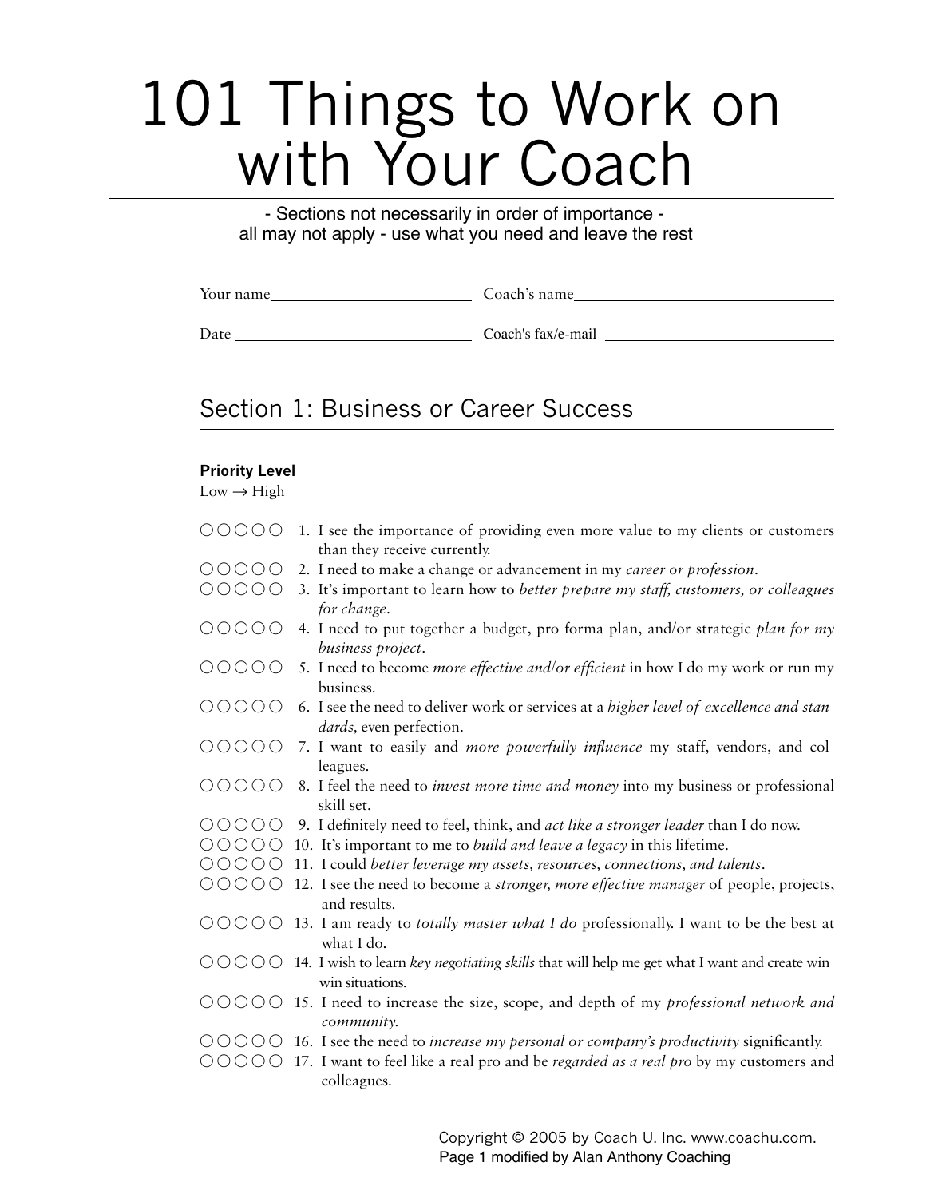# 101 Things to Work on with Your Coach

- Sections not necessarily in order of importance -
all may not apply - use what you need and leave the rest

Your name________________________ Coach's name________________________

Date________________________ Coach's fax/e-mail________________________

## Section 1: Business or Career Success

**Priority Level**
Low → High

○○○○○ 1. I see the importance of providing even more value to my clients or customers than they receive currently.

○○○○○ 2. I need to make a change or advancement in my *career or profession*.

○○○○○ 3. It's important to learn how to *better prepare my staff, customers, or colleagues for change*.

○○○○○ 4. I need to put together a budget, pro forma plan, and/or strategic *plan for my business project*.

○○○○○ 5. I need to become *more effective and/or efficient* in how I do my work or run my business.

○○○○○ 6. I see the need to deliver work or services at a *higher level of excellence and standards,* even perfection.

○○○○○ 7. I want to easily and *more powerfully influence* my staff, vendors, and colleagues.

○○○○○ 8. I feel the need to *invest more time and money* into my business or professional skill set.

○○○○○ 9. I definitely need to feel, think, and *act like a stronger leader* than I do now.

○○○○○ 10. It's important to me to *build and leave a legacy* in this lifetime.

○○○○○ 11. I could *better leverage my assets, resources, connections, and talents*.

○○○○○ 12. I see the need to become a *stronger, more effective manager* of people, projects, and results.

○○○○○ 13. I am ready to *totally master what I do* professionally. I want to be the best at what I do.

○○○○○ 14. I wish to learn *key negotiating skills* that will help me get what I want and create win win situations.

○○○○○ 15. I need to increase the size, scope, and depth of my *professional network and community.*

○○○○○ 16. I see the need to *increase my personal or company's productivity* significantly.

○○○○○ 17. I want to feel like a real pro and be *regarded as a real pro* by my customers and colleagues.

Copyright © 2005 by Coach U. Inc. www.coachu.com.
Page 1 modified by Alan Anthony Coaching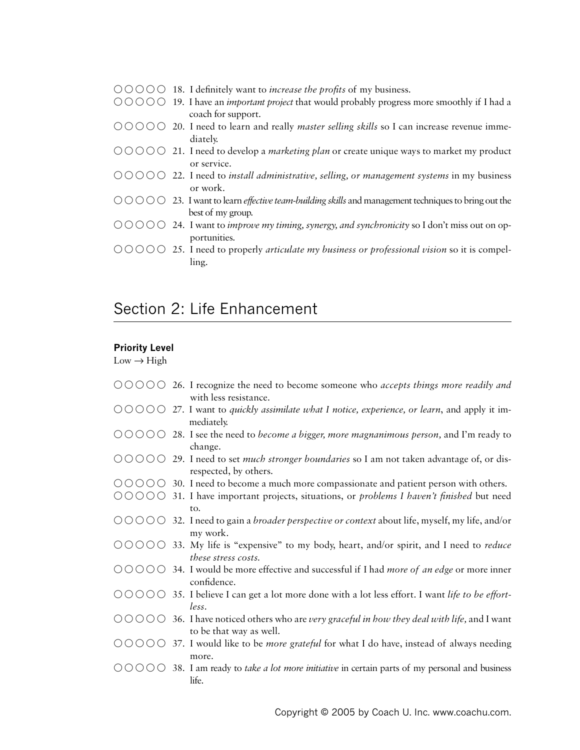○○○○○ 18. I definitely want to *increase the profits* of my business.

○○○○○ 19. I have an *important project* that would probably progress more smoothly if I had a coach for support.

○○○○○ 20. I need to learn and really *master selling skills* so I can increase revenue immediately.

○○○○○ 21. I need to develop a *marketing plan* or create unique ways to market my product or service.

○○○○○ 22. I need to *install administrative, selling, or management systems* in my business or work.

○○○○○ 23. I want to learn *effective team-building skills* and management techniques to bring out the best of my group.

○○○○○ 24. I want to *improve my timing, synergy, and synchronicity* so I don't miss out on opportunities.

○○○○○ 25. I need to properly *articulate my business or professional vision* so it is compelling.

## Section 2: Life Enhancement

**Priority Level**
Low → High

○○○○○ 26. I recognize the need to become someone who *accepts things more readily and* with less resistance.

○○○○○ 27. I want to *quickly assimilate what I notice, experience, or learn*, and apply it immediately.

○○○○○ 28. I see the need to *become a bigger, more magnanimous person,* and I'm ready to change.

○○○○○ 29. I need to set *much stronger boundaries* so I am not taken advantage of, or disrespected, by others.

○○○○○ 30. I need to become a much more compassionate and patient person with others.

○○○○○ 31. I have important projects, situations, or *problems I haven't finished* but need to.

○○○○○ 32. I need to gain a *broader perspective or context* about life, myself, my life, and/or my work.

○○○○○ 33. My life is "expensive" to my body, heart, and/or spirit, and I need to *reduce these stress costs.*

○○○○○ 34. I would be more effective and successful if I had *more of an edge* or more inner confidence.

○○○○○ 35. I believe I can get a lot more done with a lot less effort. I want *life to be effortless*.

○○○○○ 36. I have noticed others who are *very graceful in how they deal with life,* and I want to be that way as well.

○○○○○ 37. I would like to be *more grateful* for what I do have, instead of always needing more.

○○○○○ 38. I am ready to *take a lot more initiative* in certain parts of my personal and business life.

Copyright © 2005 by Coach U. Inc. www.coachu.com.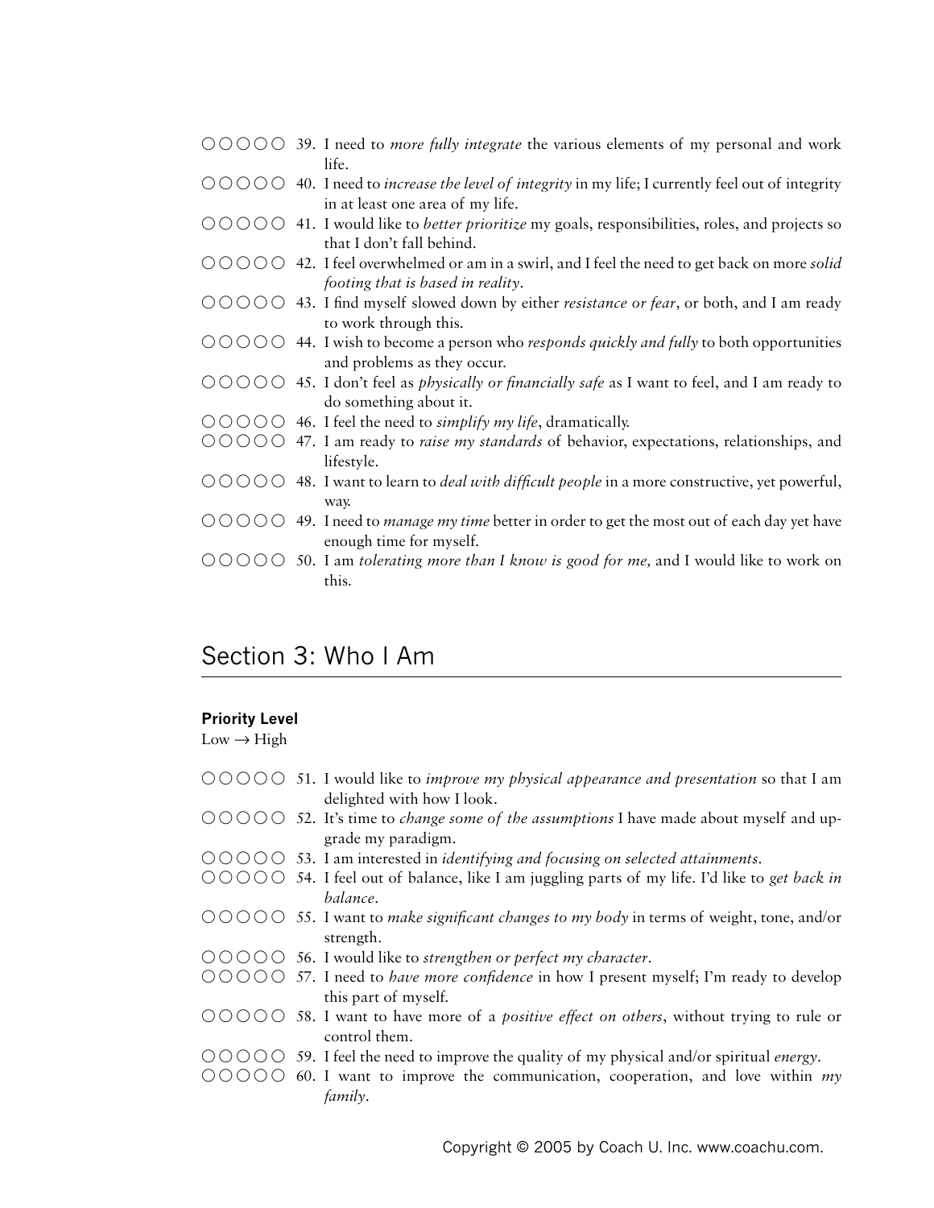○○○○○ 39. I need to *more fully integrate* the various elements of my personal and work life.

○○○○○ 40. I need to *increase the level of integrity* in my life; I currently feel out of integrity in at least one area of my life.

○○○○○ 41. I would like to *better prioritize* my goals, responsibilities, roles, and projects so that I don't fall behind.

○○○○○ 42. I feel overwhelmed or am in a swirl, and I feel the need to get back on more *solid footing that is based in reality*.

○○○○○ 43. I find myself slowed down by either *resistance or fear*, or both, and I am ready to work through this.

○○○○○ 44. I wish to become a person who *responds quickly and fully* to both opportunities and problems as they occur.

○○○○○ 45. I don't feel as *physically or financially safe* as I want to feel, and I am ready to do something about it.

○○○○○ 46. I feel the need to *simplify my life*, dramatically.

○○○○○ 47. I am ready to *raise my standards* of behavior, expectations, relationships, and lifestyle.

○○○○○ 48. I want to learn to *deal with difficult people* in a more constructive, yet powerful, way.

○○○○○ 49. I need to *manage my time* better in order to get the most out of each day yet have enough time for myself.

○○○○○ 50. I am *tolerating more than I know is good for me,* and I would like to work on this.

## Section 3: Who I Am

**Priority Level**
Low → High

○○○○○ 51. I would like to *improve my physical appearance and presentation* so that I am delighted with how I look.

○○○○○ 52. It's time to *change some of the assumptions* I have made about myself and upgrade my paradigm.

○○○○○ 53. I am interested in *identifying and focusing on selected attainments*.

○○○○○ 54. I feel out of balance, like I am juggling parts of my life. I'd like to *get back in balance*.

○○○○○ 55. I want to *make significant changes to my body* in terms of weight, tone, and/or strength.

○○○○○ 56. I would like to *strengthen or perfect my character*.

○○○○○ 57. I need to *have more confidence* in how I present myself; I'm ready to develop this part of myself.

○○○○○ 58. I want to have more of a *positive effect on others*, without trying to rule or control them.

○○○○○ 59. I feel the need to improve the quality of my physical and/or spiritual *energy*.

○○○○○ 60. I want to improve the communication, cooperation, and love within *my family*.

Copyright © 2005 by Coach U. Inc. www.coachu.com.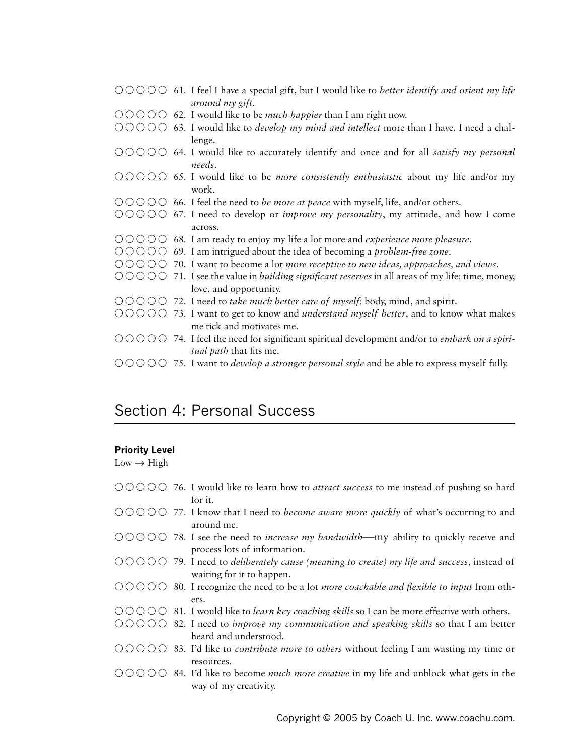○○○○○ 61. I feel I have a special gift, but I would like to *better identify and orient my life around my gift*.

○○○○○ 62. I would like to be *much happier* than I am right now.

○○○○○ 63. I would like to *develop my mind and intellect* more than I have. I need a challenge.

○○○○○ 64. I would like to accurately identify and once and for all *satisfy my personal needs*.

○○○○○ 65. I would like to be *more consistently enthusiastic* about my life and/or my work.

○○○○○ 66. I feel the need to *be more at peace* with myself, life, and/or others.

○○○○○ 67. I need to develop or *improve my personality*, my attitude, and how I come across.

○○○○○ 68. I am ready to enjoy my life a lot more and *experience more pleasure*.

○○○○○ 69. I am intrigued about the idea of becoming a *problem-free zone*.

○○○○○ 70. I want to become a lot *more receptive to new ideas, approaches, and views*.

○○○○○ 71. I see the value in *building significant reserves* in all areas of my life: time, money, love, and opportunity.

○○○○○ 72. I need to *take much better care of myself*: body, mind, and spirit.

○○○○○ 73. I want to get to know and *understand myself better*, and to know what makes me tick and motivates me.

○○○○○ 74. I feel the need for significant spiritual development and/or to *embark on a spiritual path* that fits me.

○○○○○ 75. I want to *develop a stronger personal style* and be able to express myself fully.

## Section 4: Personal Success

**Priority Level**
Low → High

○○○○○ 76. I would like to learn how to *attract success* to me instead of pushing so hard for it.

○○○○○ 77. I know that I need to *become aware more quickly* of what's occurring to and around me.

○○○○○ 78. I see the need to *increase my bandwidth*—my ability to quickly receive and process lots of information.

○○○○○ 79. I need to *deliberately cause (meaning to create) my life and success*, instead of waiting for it to happen.

○○○○○ 80. I recognize the need to be a lot *more coachable and flexible to input* from others.

○○○○○ 81. I would like to *learn key coaching skills* so I can be more effective with others.

○○○○○ 82. I need to *improve my communication and speaking skills* so that I am better heard and understood.

○○○○○ 83. I'd like to *contribute more to others* without feeling I am wasting my time or resources.

○○○○○ 84. I'd like to become *much more creative* in my life and unblock what gets in the way of my creativity.

Copyright © 2005 by Coach U. Inc. www.coachu.com.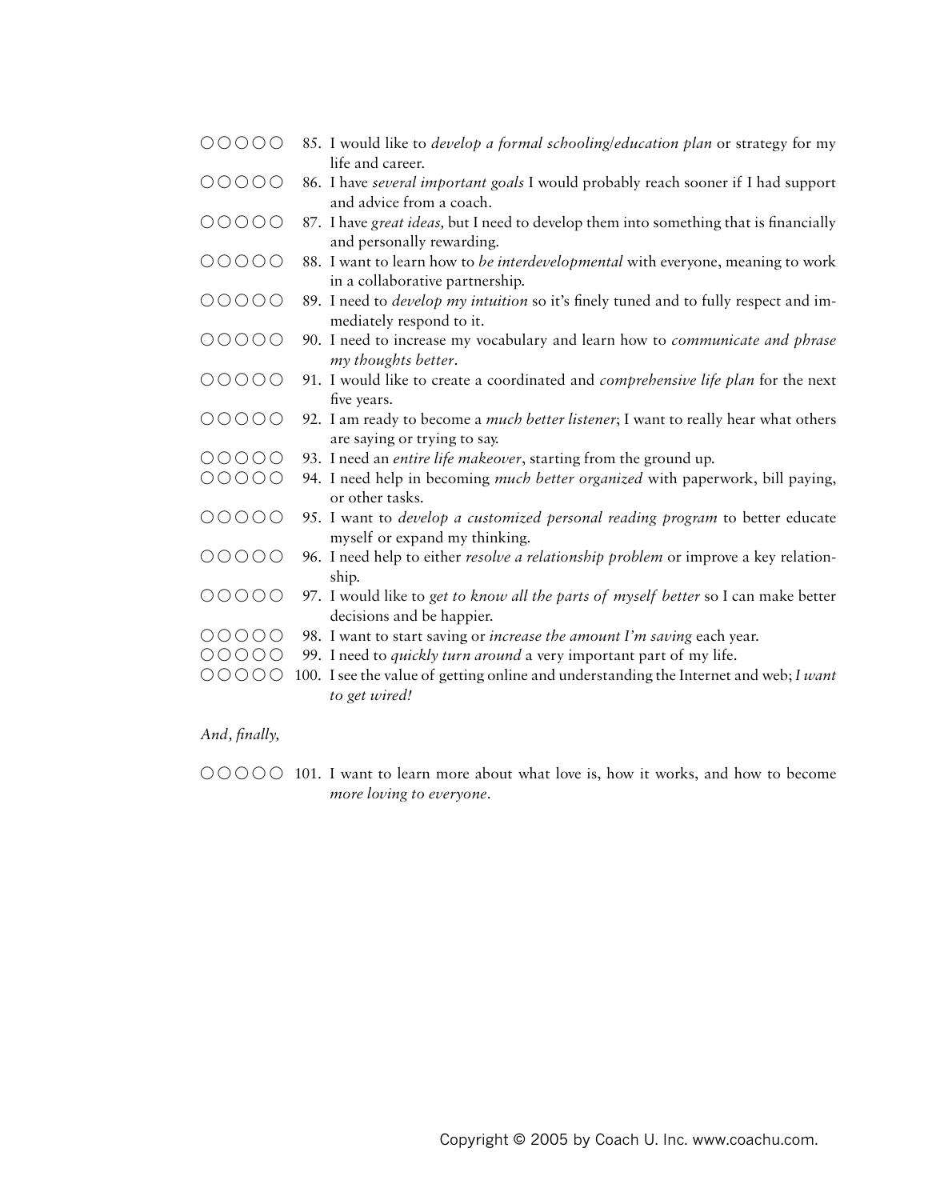○○○○○ 85. I would like to *develop a formal schooling/education plan* or strategy for my life and career.

○○○○○ 86. I have *several important goals* I would probably reach sooner if I had support and advice from a coach.

○○○○○ 87. I have *great ideas,* but I need to develop them into something that is financially and personally rewarding.

○○○○○ 88. I want to learn how to *be interdevelopmental* with everyone, meaning to work in a collaborative partnership.

○○○○○ 89. I need to *develop my intuition* so it's finely tuned and to fully respect and immediately respond to it.

○○○○○ 90. I need to increase my vocabulary and learn how to *communicate and phrase my thoughts better*.

○○○○○ 91. I would like to create a coordinated and *comprehensive life plan* for the next five years.

○○○○○ 92. I am ready to become a *much better listener*; I want to really hear what others are saying or trying to say.

○○○○○ 93. I need an *entire life makeover*, starting from the ground up.

○○○○○ 94. I need help in becoming *much better organized* with paperwork, bill paying, or other tasks.

○○○○○ 95. I want to *develop a customized personal reading program* to better educate myself or expand my thinking.

○○○○○ 96. I need help to either *resolve a relationship problem* or improve a key relationship.

○○○○○ 97. I would like to *get to know all the parts of myself better* so I can make better decisions and be happier.

○○○○○ 98. I want to start saving or *increase the amount I'm saving* each year.

○○○○○ 99. I need to *quickly turn around* a very important part of my life.

○○○○○ 100. I see the value of getting online and understanding the Internet and web; *I want to get wired!*

*And, finally,*

○○○○○ 101. I want to learn more about what love is, how it works, and how to become *more loving to everyone*.

Copyright © 2005 by Coach U. Inc. www.coachu.com.